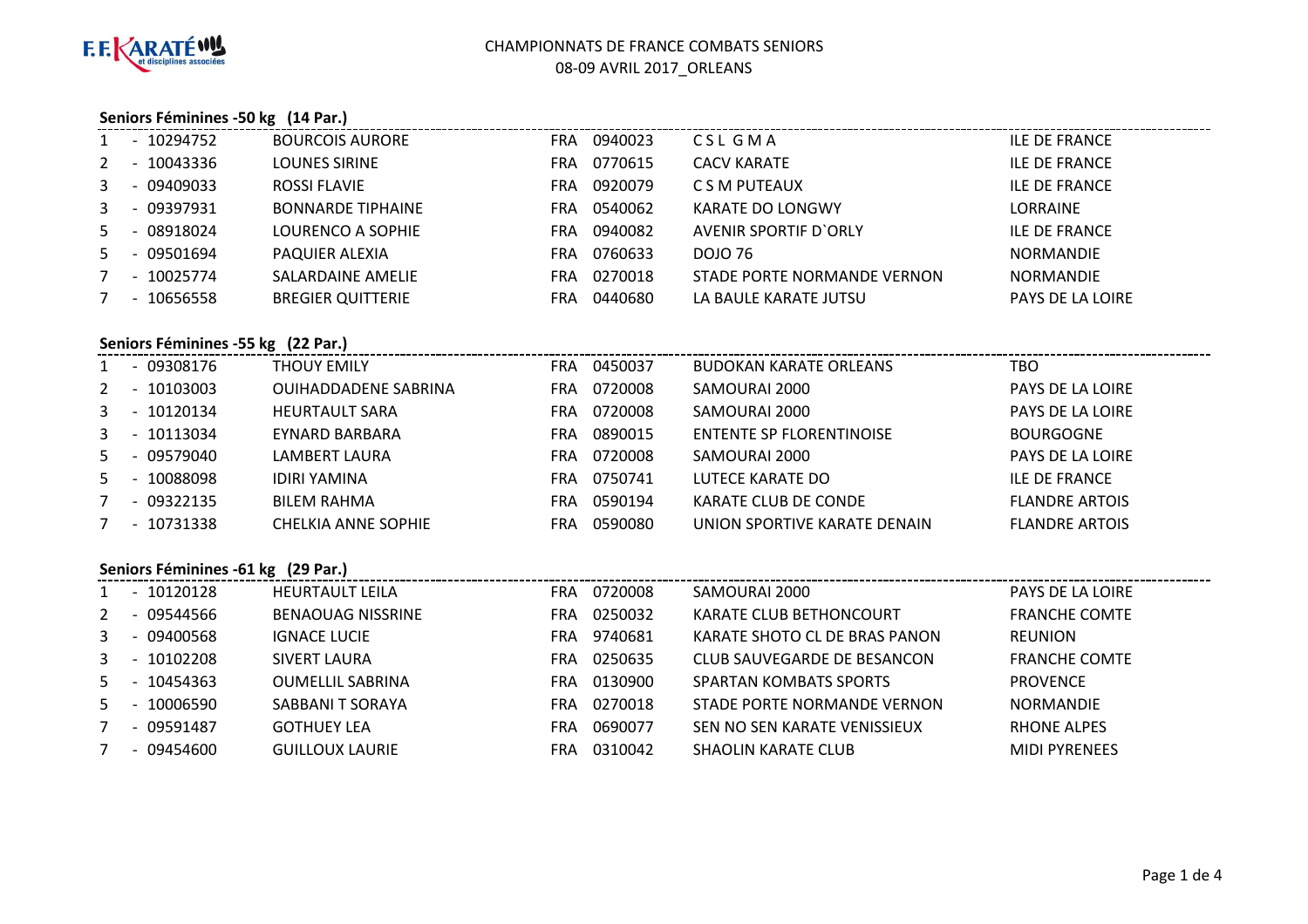# CHAMPIONNATS DE FRANCE COMBATS SENIORS
08-09 AVRIL 2017_ORLEANS

## Seniors Féminines -50 kg (14 Par.)

| | | | | | | |
|---|---|---|---|---|---|---|
| 1 | - 10294752 | BOURCOIS AURORE | FRA | 0940023 | C S L G M A | ILE DE FRANCE |
| 2 | - 10043336 | LOUNES SIRINE | FRA | 0770615 | CACV KARATE | ILE DE FRANCE |
| 3 | - 09409033 | ROSSI FLAVIE | FRA | 0920079 | C S M PUTEAUX | ILE DE FRANCE |
| 3 | - 09397931 | BONNARDE TIPHAINE | FRA | 0540062 | KARATE DO LONGWY | LORRAINE |
| 5 | - 08918024 | LOURENCO A SOPHIE | FRA | 0940082 | AVENIR SPORTIF D`ORLY | ILE DE FRANCE |
| 5 | - 09501694 | PAQUIER ALEXIA | FRA | 0760633 | DOJO 76 | NORMANDIE |
| 7 | - 10025774 | SALARDAINE AMELIE | FRA | 0270018 | STADE PORTE NORMANDE VERNON | NORMANDIE |
| 7 | - 10656558 | BREGIER QUITTERIE | FRA | 0440680 | LA BAULE KARATE JUTSU | PAYS DE LA LOIRE |

## Seniors Féminines -55 kg (22 Par.)

| | | | | | | |
|---|---|---|---|---|---|---|
| 1 | - 09308176 | THOUY EMILY | FRA | 0450037 | BUDOKAN KARATE ORLEANS | TBO |
| 2 | - 10103003 | OUIHADDADENE SABRINA | FRA | 0720008 | SAMOURAI 2000 | PAYS DE LA LOIRE |
| 3 | - 10120134 | HEURTAULT SARA | FRA | 0720008 | SAMOURAI 2000 | PAYS DE LA LOIRE |
| 3 | - 10113034 | EYNARD BARBARA | FRA | 0890015 | ENTENTE SP FLORENTINOISE | BOURGOGNE |
| 5 | - 09579040 | LAMBERT LAURA | FRA | 0720008 | SAMOURAI 2000 | PAYS DE LA LOIRE |
| 5 | - 10088098 | IDIRI YAMINA | FRA | 0750741 | LUTECE KARATE DO | ILE DE FRANCE |
| 7 | - 09322135 | BILEM RAHMA | FRA | 0590194 | KARATE CLUB DE CONDE | FLANDRE ARTOIS |
| 7 | - 10731338 | CHELKIA ANNE SOPHIE | FRA | 0590080 | UNION SPORTIVE KARATE DENAIN | FLANDRE ARTOIS |

## Seniors Féminines -61 kg (29 Par.)

| | | | | | | |
|---|---|---|---|---|---|---|
| 1 | - 10120128 | HEURTAULT LEILA | FRA | 0720008 | SAMOURAI 2000 | PAYS DE LA LOIRE |
| 2 | - 09544566 | BENAOUAG NISSRINE | FRA | 0250032 | KARATE CLUB BETHONCOURT | FRANCHE COMTE |
| 3 | - 09400568 | IGNACE LUCIE | FRA | 9740681 | KARATE SHOTO CL DE BRAS PANON | REUNION |
| 3 | - 10102208 | SIVERT LAURA | FRA | 0250635 | CLUB SAUVEGARDE DE BESANCON | FRANCHE COMTE |
| 5 | - 10454363 | OUMELLIL SABRINA | FRA | 0130900 | SPARTAN KOMBATS SPORTS | PROVENCE |
| 5 | - 10006590 | SABBANI T SORAYA | FRA | 0270018 | STADE PORTE NORMANDE VERNON | NORMANDIE |
| 7 | - 09591487 | GOTHUEY LEA | FRA | 0690077 | SEN NO SEN KARATE VENISSIEUX | RHONE ALPES |
| 7 | - 09454600 | GUILLOUX LAURIE | FRA | 0310042 | SHAOLIN KARATE CLUB | MIDI PYRENEES |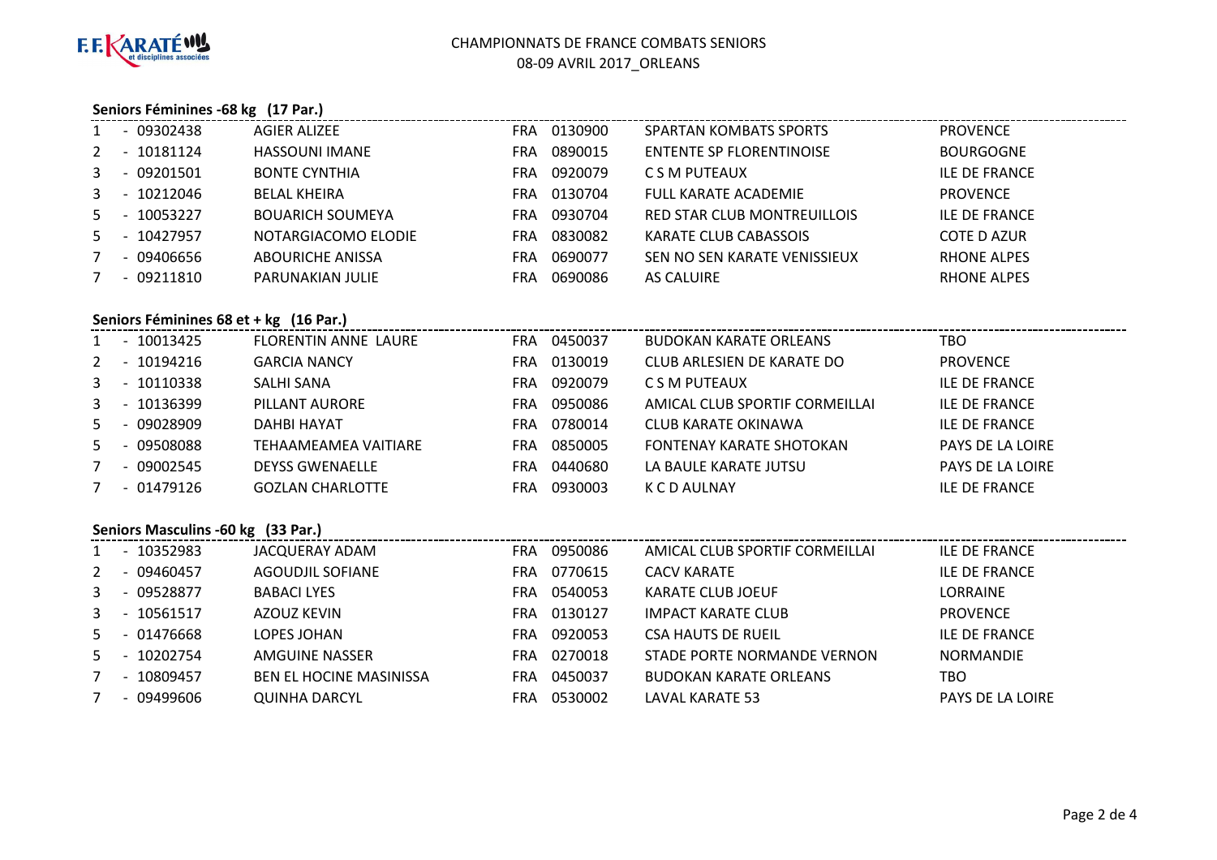CHAMPIONNATS DE FRANCE COMBATS SENIORS
08-09 AVRIL 2017_ORLEANS

### Seniors Féminines -68 kg (17 Par.)

| | | | | | | |
|---|---|---|---|---|---|---|
| 1 | - 09302438 | AGIER ALIZEE | FRA | 0130900 | SPARTAN KOMBATS SPORTS | PROVENCE |
| 2 | - 10181124 | HASSOUNI IMANE | FRA | 0890015 | ENTENTE SP FLORENTINOISE | BOURGOGNE |
| 3 | - 09201501 | BONTE CYNTHIA | FRA | 0920079 | C S M PUTEAUX | ILE DE FRANCE |
| 3 | - 10212046 | BELAL KHEIRA | FRA | 0130704 | FULL KARATE ACADEMIE | PROVENCE |
| 5 | - 10053227 | BOUARICH SOUMEYA | FRA | 0930704 | RED STAR CLUB MONTREUILLOIS | ILE DE FRANCE |
| 5 | - 10427957 | NOTARGIACOMO ELODIE | FRA | 0830082 | KARATE CLUB CABASSOIS | COTE D AZUR |
| 7 | - 09406656 | ABOURICHE ANISSA | FRA | 0690077 | SEN NO SEN KARATE VENISSIEUX | RHONE ALPES |
| 7 | - 09211810 | PARUNAKIAN JULIE | FRA | 0690086 | AS CALUIRE | RHONE ALPES |

### Seniors Féminines 68 et + kg (16 Par.)

| | | | | | | |
|---|---|---|---|---|---|---|
| 1 | - 10013425 | FLORENTIN ANNE LAURE | FRA | 0450037 | BUDOKAN KARATE ORLEANS | TBO |
| 2 | - 10194216 | GARCIA NANCY | FRA | 0130019 | CLUB ARLESIEN DE KARATE DO | PROVENCE |
| 3 | - 10110338 | SALHI SANA | FRA | 0920079 | C S M PUTEAUX | ILE DE FRANCE |
| 3 | - 10136399 | PILLANT AURORE | FRA | 0950086 | AMICAL CLUB SPORTIF CORMEILLAI | ILE DE FRANCE |
| 5 | - 09028909 | DAHBI HAYAT | FRA | 0780014 | CLUB KARATE OKINAWA | ILE DE FRANCE |
| 5 | - 09508088 | TEHAAMEAMEA VAITIARE | FRA | 0850005 | FONTENAY KARATE SHOTOKAN | PAYS DE LA LOIRE |
| 7 | - 09002545 | DEYSS GWENAELLE | FRA | 0440680 | LA BAULE KARATE JUTSU | PAYS DE LA LOIRE |
| 7 | - 01479126 | GOZLAN CHARLOTTE | FRA | 0930003 | K C D AULNAY | ILE DE FRANCE |

### Seniors Masculins -60 kg (33 Par.)

| | | | | | | |
|---|---|---|---|---|---|---|
| 1 | - 10352983 | JACQUERAY ADAM | FRA | 0950086 | AMICAL CLUB SPORTIF CORMEILLAI | ILE DE FRANCE |
| 2 | - 09460457 | AGOUDJIL SOFIANE | FRA | 0770615 | CACV KARATE | ILE DE FRANCE |
| 3 | - 09528877 | BABACI LYES | FRA | 0540053 | KARATE CLUB JOEUF | LORRAINE |
| 3 | - 10561517 | AZOUZ KEVIN | FRA | 0130127 | IMPACT KARATE CLUB | PROVENCE |
| 5 | - 01476668 | LOPES JOHAN | FRA | 0920053 | CSA HAUTS DE RUEIL | ILE DE FRANCE |
| 5 | - 10202754 | AMGUINE NASSER | FRA | 0270018 | STADE PORTE NORMANDE VERNON | NORMANDIE |
| 7 | - 10809457 | BEN EL HOCINE MASINISSA | FRA | 0450037 | BUDOKAN KARATE ORLEANS | TBO |
| 7 | - 09499606 | QUINHA DARCYL | FRA | 0530002 | LAVAL KARATE 53 | PAYS DE LA LOIRE |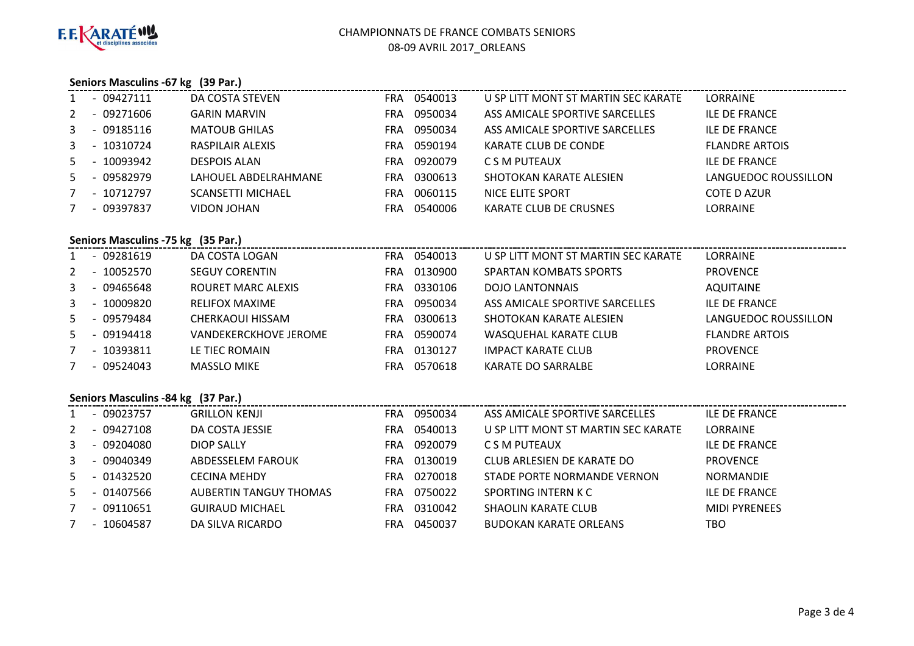# CHAMPIONNATS DE FRANCE COMBATS SENIORS

08-09 AVRIL 2017_ORLEANS

### Seniors Masculins -67 kg (39 Par.)

| Rang | Licence | Nom | Pays | Code club | Club | Ligue |
|---|---|---|---|---|---|---|
| 1 | - 09427111 | DA COSTA STEVEN | FRA | 0540013 | U SP LITT MONT ST MARTIN SEC KARATE | LORRAINE |
| 2 | - 09271606 | GARIN MARVIN | FRA | 0950034 | ASS AMICALE SPORTIVE SARCELLES | ILE DE FRANCE |
| 3 | - 09185116 | MATOUB GHILAS | FRA | 0950034 | ASS AMICALE SPORTIVE SARCELLES | ILE DE FRANCE |
| 3 | - 10310724 | RASPILAIR ALEXIS | FRA | 0590194 | KARATE CLUB DE CONDE | FLANDRE ARTOIS |
| 5 | - 10093942 | DESPOIS ALAN | FRA | 0920079 | C S M PUTEAUX | ILE DE FRANCE |
| 5 | - 09582979 | LAHOUEL ABDELRAHMANE | FRA | 0300613 | SHOTOKAN KARATE ALESIEN | LANGUEDOC ROUSSILLON |
| 7 | - 10712797 | SCANSETTI MICHAEL | FRA | 0060115 | NICE ELITE SPORT | COTE D AZUR |
| 7 | - 09397837 | VIDON JOHAN | FRA | 0540006 | KARATE CLUB DE CRUSNES | LORRAINE |

### Seniors Masculins -75 kg (35 Par.)

| Rang | Licence | Nom | Pays | Code club | Club | Ligue |
|---|---|---|---|---|---|---|
| 1 | - 09281619 | DA COSTA LOGAN | FRA | 0540013 | U SP LITT MONT ST MARTIN SEC KARATE | LORRAINE |
| 2 | - 10052570 | SEGUY CORENTIN | FRA | 0130900 | SPARTAN KOMBATS SPORTS | PROVENCE |
| 3 | - 09465648 | ROURET MARC ALEXIS | FRA | 0330106 | DOJO LANTONNAIS | AQUITAINE |
| 3 | - 10009820 | RELIFOX MAXIME | FRA | 0950034 | ASS AMICALE SPORTIVE SARCELLES | ILE DE FRANCE |
| 5 | - 09579484 | CHERKAOUI HISSAM | FRA | 0300613 | SHOTOKAN KARATE ALESIEN | LANGUEDOC ROUSSILLON |
| 5 | - 09194418 | VANDEKERCKHOVE JEROME | FRA | 0590074 | WASQUEHAL KARATE CLUB | FLANDRE ARTOIS |
| 7 | - 10393811 | LE TIEC ROMAIN | FRA | 0130127 | IMPACT KARATE CLUB | PROVENCE |
| 7 | - 09524043 | MASSLO MIKE | FRA | 0570618 | KARATE DO SARRALBE | LORRAINE |

### Seniors Masculins -84 kg (37 Par.)

| Rang | Licence | Nom | Pays | Code club | Club | Ligue |
|---|---|---|---|---|---|---|
| 1 | - 09023757 | GRILLON KENJI | FRA | 0950034 | ASS AMICALE SPORTIVE SARCELLES | ILE DE FRANCE |
| 2 | - 09427108 | DA COSTA JESSIE | FRA | 0540013 | U SP LITT MONT ST MARTIN SEC KARATE | LORRAINE |
| 3 | - 09204080 | DIOP SALLY | FRA | 0920079 | C S M PUTEAUX | ILE DE FRANCE |
| 3 | - 09040349 | ABDESSELEM FAROUK | FRA | 0130019 | CLUB ARLESIEN DE KARATE DO | PROVENCE |
| 5 | - 01432520 | CECINA MEHDY | FRA | 0270018 | STADE PORTE NORMANDE VERNON | NORMANDIE |
| 5 | - 01407566 | AUBERTIN TANGUY THOMAS | FRA | 0750022 | SPORTING INTERN K C | ILE DE FRANCE |
| 7 | - 09110651 | GUIRAUD MICHAEL | FRA | 0310042 | SHAOLIN KARATE CLUB | MIDI PYRENEES |
| 7 | - 10604587 | DA SILVA RICARDO | FRA | 0450037 | BUDOKAN KARATE ORLEANS | TBO |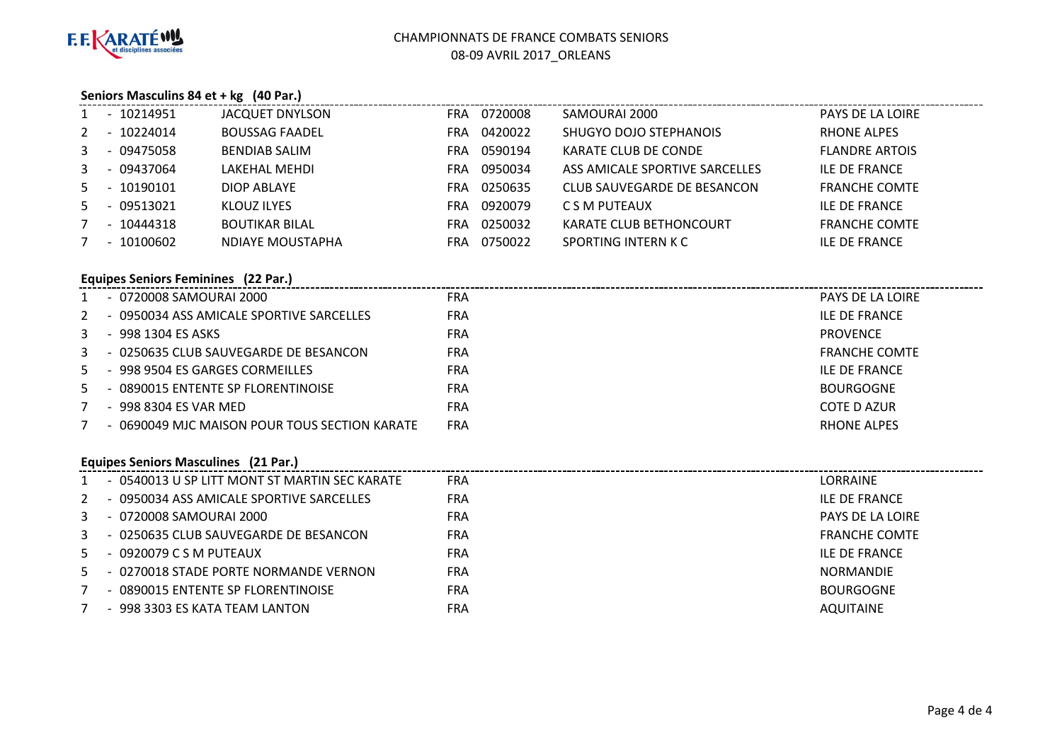CHAMPIONNATS DE FRANCE COMBATS SENIORS
08-09 AVRIL 2017_ORLEANS

### Seniors Masculins 84 et + kg (40 Par.)

| | | | | | | |
|---|---|---|---|---|---|---|
| 1 | - 10214951 | JACQUET DNYLSON | FRA | 0720008 | SAMOURAI 2000 | PAYS DE LA LOIRE |
| 2 | - 10224014 | BOUSSAG FAADEL | FRA | 0420022 | SHUGYO DOJO STEPHANOIS | RHONE ALPES |
| 3 | - 09475058 | BENDIAB SALIM | FRA | 0590194 | KARATE CLUB DE CONDE | FLANDRE ARTOIS |
| 3 | - 09437064 | LAKEHAL MEHDI | FRA | 0950034 | ASS AMICALE SPORTIVE SARCELLES | ILE DE FRANCE |
| 5 | - 10190101 | DIOP ABLAYE | FRA | 0250635 | CLUB SAUVEGARDE DE BESANCON | FRANCHE COMTE |
| 5 | - 09513021 | KLOUZ ILYES | FRA | 0920079 | C S M PUTEAUX | ILE DE FRANCE |
| 7 | - 10444318 | BOUTIKAR BILAL | FRA | 0250032 | KARATE CLUB BETHONCOURT | FRANCHE COMTE |
| 7 | - 10100602 | NDIAYE MOUSTAPHA | FRA | 0750022 | SPORTING INTERN K C | ILE DE FRANCE |

### Equipes Seniors Feminines (22 Par.)

| | | | |
|---|---|---|---|
| 1 | - 0720008 SAMOURAI 2000 | FRA | PAYS DE LA LOIRE |
| 2 | - 0950034 ASS AMICALE SPORTIVE SARCELLES | FRA | ILE DE FRANCE |
| 3 | - 998 1304 ES ASKS | FRA | PROVENCE |
| 3 | - 0250635 CLUB SAUVEGARDE DE BESANCON | FRA | FRANCHE COMTE |
| 5 | - 998 9504 ES GARGES CORMEILLES | FRA | ILE DE FRANCE |
| 5 | - 0890015 ENTENTE SP FLORENTINOISE | FRA | BOURGOGNE |
| 7 | - 998 8304 ES VAR MED | FRA | COTE D AZUR |
| 7 | - 0690049 MJC MAISON POUR TOUS SECTION KARATE | FRA | RHONE ALPES |

### Equipes Seniors Masculines (21 Par.)

| | | | |
|---|---|---|---|
| 1 | - 0540013 U SP LITT MONT ST MARTIN SEC KARATE | FRA | LORRAINE |
| 2 | - 0950034 ASS AMICALE SPORTIVE SARCELLES | FRA | ILE DE FRANCE |
| 3 | - 0720008 SAMOURAI 2000 | FRA | PAYS DE LA LOIRE |
| 3 | - 0250635 CLUB SAUVEGARDE DE BESANCON | FRA | FRANCHE COMTE |
| 5 | - 0920079 C S M PUTEAUX | FRA | ILE DE FRANCE |
| 5 | - 0270018 STADE PORTE NORMANDE VERNON | FRA | NORMANDIE |
| 7 | - 0890015 ENTENTE SP FLORENTINOISE | FRA | BOURGOGNE |
| 7 | - 998 3303 ES KATA TEAM LANTON | FRA | AQUITAINE |